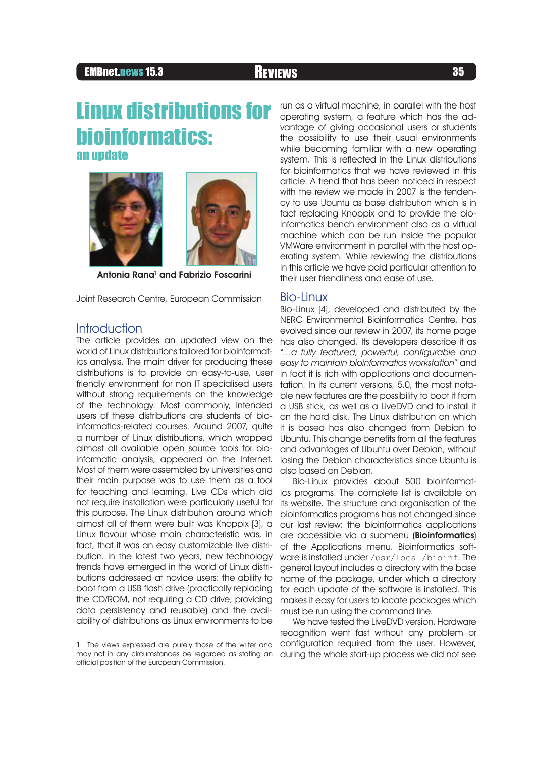# Linux distributions for bioinformatics:

## an update

**Antonia Rana[1] and Fabrizio Foscarini**

Joint Research Centre, European Commission

## Introduction

The article provides an updated view on the world of Linux distributions tailored for bioinformatics analysis. The main driver for producing these distributions is to provide an easy-to-use, user friendly environment for non IT specialised users without strong requirements on the knowledge of the technology. Most commonly, intended users of these distributions are students of bioinformatics-related courses. Around 2007, quite a number of Linux distributions, which wrapped almost all available open source tools for bioinformatic analysis, appeared on the Internet. Most of them were assembled by universities and their main purpose was to use them as a tool for teaching and learning. Live CDs which did not require installation were particularly useful for this purpose. The Linux distribution around which almost all of them were built was Knoppix [3], a Linux flavour whose main characteristic was, in fact, that it was an easy customizable live distribution. In the latest two years, new technology trends have emerged in the world of Linux distributions addressed at novice users: the ability to boot from a USB flash drive (practically replacing the CD/ROM, not requiring a CD drive, providing data persistency and reusable) and the availability of distributions as Linux environments to be run as a virtual machine, in parallel with the host operating system, a feature which has the advantage of giving occasional users or students the possibility to use their usual environments while becoming familiar with a new operating system. This is reflected in the Linux distributions for bioinformatics that we have reviewed in this article. A trend that has been noticed in respect with the review we made in 2007 is the tendency to use Ubuntu as base distribution which is in fact replacing Knoppix and to provide the bioinformatics bench environment also as a virtual machine which can be run inside the popular VMWare environment in parallel with the host operating system. While reviewing the distributions in this article we have paid particular attention to their user friendliness and ease of use.

## Bio-Linux

Bio-Linux [4], developed and distributed by the NERC Environmental Bioinformatics Centre, has evolved since our review in 2007, its home page has also changed. Its developers describe it as "*…a fully featured, powerful, configurable and easy to maintain bioinformatics workstation*" and in fact it is rich with applications and documentation. In its current versions, 5.0, the most notable new features are the possibility to boot it from a USB stick, as well as a LiveDVD and to install it on the hard disk. The Linux distribution on which it is based has also changed from Debian to Ubuntu. This change benefits from all the features and advantages of Ubuntu over Debian, without losing the Debian characteristics since Ubuntu is also based on Debian.

Bio-Linux provides about 500 bioinformatics programs. The complete list is available on its website. The structure and organisation of the bioinformatics programs has not changed since our last review: the bioinformatics applications are accessible via a submenu (**Bioinformatics**) of the Applications menu. Bioinformatics software is installed under `/usr/local/bioinf`. The general layout includes a directory with the base name of the package, under which a directory for each update of the software is installed. This makes it easy for users to locate packages which must be run using the command line.

We have tested the LiveDVD version. Hardware recognition went fast without any problem or configuration required from the user. However, during the whole start-up process we did not see

---

1 The views expressed are purely those of the writer and may not in any circumstances be regarded as stating an official position of the European Commission.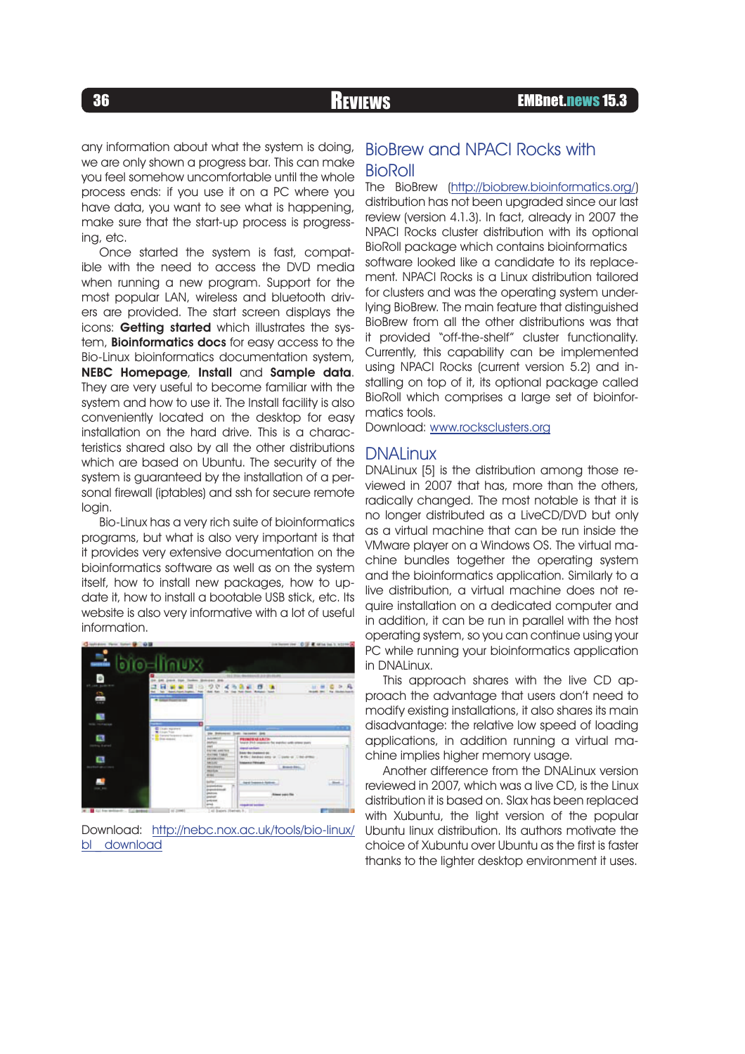any information about what the system is doing, we are only shown a progress bar. This can make you feel somehow uncomfortable until the whole process ends: if you use it on a PC where you have data, you want to see what is happening, make sure that the start-up process is progressing, etc.

Once started the system is fast, compatible with the need to access the DVD media when running a new program. Support for the most popular LAN, wireless and bluetooth drivers are provided. The start screen displays the icons: **Getting started** which illustrates the system, **Bioinformatics docs** for easy access to the Bio-Linux bioinformatics documentation system, **NEBC Homepage**, **Install** and **Sample data**. They are very useful to become familiar with the system and how to use it. The Install facility is also conveniently located on the desktop for easy installation on the hard drive. This is a characteristics shared also by all the other distributions which are based on Ubuntu. The security of the system is guaranteed by the installation of a personal firewall (iptables) and ssh for secure remote login.

Bio-Linux has a very rich suite of bioinformatics programs, but what is also very important is that it provides very extensive documentation on the bioinformatics software as well as on the system itself, how to install new packages, how to update it, how to install a bootable USB stick, etc. Its website is also very informative with a lot of useful information.

Download: http://nebc.nox.ac.uk/tools/bio-linux/bl_download

## BioBrew and NPACI Rocks with BioRoll

The BioBrew (http://biobrew.bioinformatics.org/) distribution has not been upgraded since our last review (version 4.1.3). In fact, already in 2007 the NPACI Rocks cluster distribution with its optional BioRoll package which contains bioinformatics software looked like a candidate to its replacement. NPACI Rocks is a Linux distribution tailored for clusters and was the operating system underlying BioBrew. The main feature that distinguished BioBrew from all the other distributions was that it provided "off-the-shelf" cluster functionality. Currently, this capability can be implemented using NPACI Rocks (current version 5.2) and installing on top of it, its optional package called BioRoll which comprises a large set of bioinformatics tools.

Download: www.rocksclusters.org

## DNALinux

DNALinux [5] is the distribution among those reviewed in 2007 that has, more than the others, radically changed. The most notable is that it is no longer distributed as a LiveCD/DVD but only as a virtual machine that can be run inside the VMware player on a Windows OS. The virtual machine bundles together the operating system and the bioinformatics application. Similarly to a live distribution, a virtual machine does not require installation on a dedicated computer and in addition, it can be run in parallel with the host operating system, so you can continue using your PC while running your bioinformatics application in DNALinux.

This approach shares with the live CD approach the advantage that users don't need to modify existing installations, it also shares its main disadvantage: the relative low speed of loading applications, in addition running a virtual machine implies higher memory usage.

Another difference from the DNALinux version reviewed in 2007, which was a live CD, is the Linux distribution it is based on. Slax has been replaced with Xubuntu, the light version of the popular Ubuntu linux distribution. Its authors motivate the choice of Xubuntu over Ubuntu as the first is faster thanks to the lighter desktop environment it uses.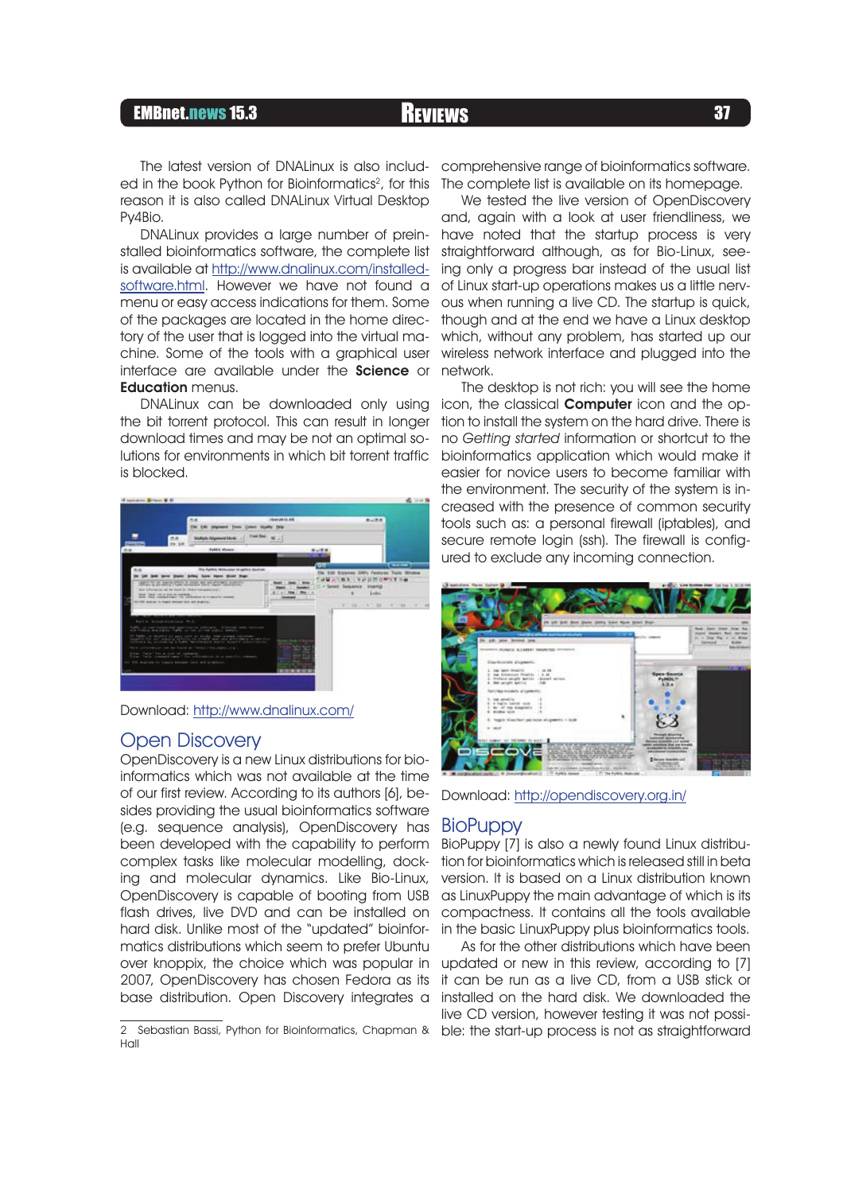The latest version of DNALinux is also included in the book Python for Bioinformatics[2], for this reason it is also called DNALinux Virtual Desktop Py4Bio.

DNALinux provides a large number of preinstalled bioinformatics software, the complete list is available at http://www.dnalinux.com/installed-software.html. However we have not found a menu or easy access indications for them. Some of the packages are located in the home directory of the user that is logged into the virtual machine. Some of the tools with a graphical user interface are available under the **Science** or **Education** menus.

DNALinux can be downloaded only using the bit torrent protocol. This can result in longer download times and may be not an optimal solutions for environments in which bit torrent traffic is blocked.

Download: http://www.dnalinux.com/

## Open Discovery

OpenDiscovery is a new Linux distributions for bioinformatics which was not available at the time of our first review. According to its authors [6], besides providing the usual bioinformatics software (e.g. sequence analysis), OpenDiscovery has been developed with the capability to perform complex tasks like molecular modelling, docking and molecular dynamics. Like Bio-Linux, OpenDiscovery is capable of booting from USB flash drives, live DVD and can be installed on hard disk. Unlike most of the "updated" bioinformatics distributions which seem to prefer Ubuntu over knoppix, the choice which was popular in 2007, OpenDiscovery has chosen Fedora as its base distribution. Open Discovery integrates a comprehensive range of bioinformatics software. The complete list is available on its homepage.

We tested the live version of OpenDiscovery and, again with a look at user friendliness, we have noted that the startup process is very straightforward although, as for Bio-Linux, seeing only a progress bar instead of the usual list of Linux start-up operations makes us a little nervous when running a live CD. The startup is quick, though and at the end we have a Linux desktop which, without any problem, has started up our wireless network interface and plugged into the network.

The desktop is not rich: you will see the home icon, the classical **Computer** icon and the option to install the system on the hard drive. There is no *Getting started* information or shortcut to the bioinformatics application which would make it easier for novice users to become familiar with the environment. The security of the system is increased with the presence of common security tools such as: a personal firewall (iptables), and secure remote login (ssh). The firewall is configured to exclude any incoming connection.

Download: http://opendiscovery.org.in/

## BioPuppy

BioPuppy [7] is also a newly found Linux distribution for bioinformatics which is released still in beta version. It is based on a Linux distribution known as LinuxPuppy the main advantage of which is its compactness. It contains all the tools available in the basic LinuxPuppy plus bioinformatics tools.

As for the other distributions which have been updated or new in this review, according to [7] it can be run as a live CD, from a USB stick or installed on the hard disk. We downloaded the live CD version, however testing it was not possible: the start-up process is not as straightforward

2 Sebastian Bassi, Python for Bioinformatics, Chapman & Hall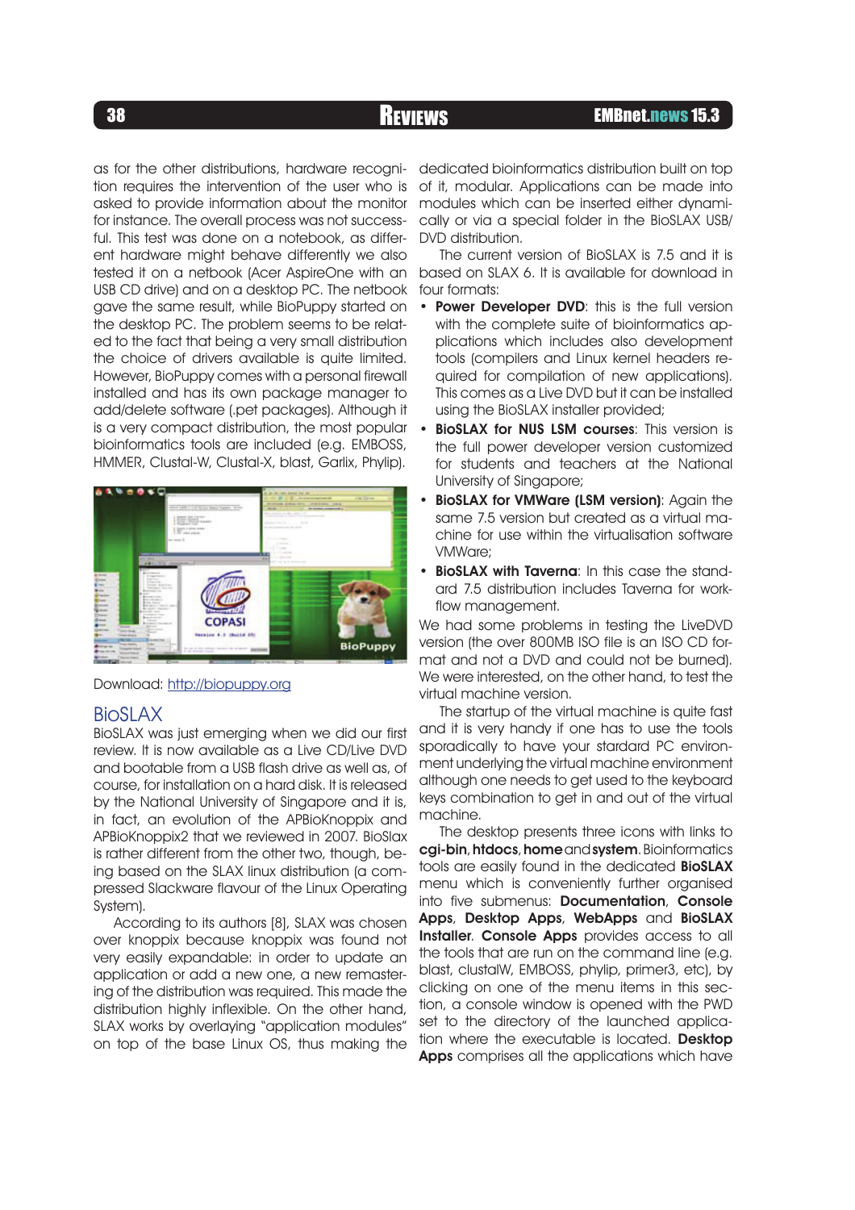as for the other distributions, hardware recognition requires the intervention of the user who is asked to provide information about the monitor for instance. The overall process was not successful. This test was done on a notebook, as different hardware might behave differently we also tested it on a netbook (Acer AspireOne with an USB CD drive) and on a desktop PC. The netbook gave the same result, while BioPuppy started on the desktop PC. The problem seems to be related to the fact that being a very small distribution the choice of drivers available is quite limited. However, BioPuppy comes with a personal firewall installed and has its own package manager to add/delete software (.pet packages). Although it is a very compact distribution, the most popular bioinformatics tools are included (e.g. EMBOSS, HMMER, Clustal-W, Clustal-X, blast, Garlix, Phylip).

Download: http://biopuppy.org

## BioSLAX

BioSLAX was just emerging when we did our first review. It is now available as a Live CD/Live DVD and bootable from a USB flash drive as well as, of course, for installation on a hard disk. It is released by the National University of Singapore and it is, in fact, an evolution of the APBioKnoppix and APBioKnoppix2 that we reviewed in 2007. BioSlax is rather different from the other two, though, being based on the SLAX linux distribution (a compressed Slackware flavour of the Linux Operating System).

According to its authors [8], SLAX was chosen over knoppix because knoppix was found not very easily expandable: in order to update an application or add a new one, a new remastering of the distribution was required. This made the distribution highly inflexible. On the other hand, SLAX works by overlaying "application modules" on top of the base Linux OS, thus making the dedicated bioinformatics distribution built on top of it, modular. Applications can be made into modules which can be inserted either dynamically or via a special folder in the BioSLAX USB/DVD distribution.

The current version of BioSLAX is 7.5 and it is based on SLAX 6. It is available for download in four formats:

- **Power Developer DVD**: this is the full version with the complete suite of bioinformatics applications which includes also development tools (compilers and Linux kernel headers required for compilation of new applications). This comes as a Live DVD but it can be installed using the BioSLAX installer provided;
- **BioSLAX for NUS LSM courses**: This version is the full power developer version customized for students and teachers at the National University of Singapore;
- **BioSLAX for VMWare (LSM version)**: Again the same 7.5 version but created as a virtual machine for use within the virtualisation software VMWare;
- **BioSLAX with Taverna**: In this case the standard 7.5 distribution includes Taverna for workflow management.

We had some problems in testing the LiveDVD version (the over 800MB ISO file is an ISO CD format and not a DVD and could not be burned). We were interested, on the other hand, to test the virtual machine version.

The startup of the virtual machine is quite fast and it is very handy if one has to use the tools sporadically to have your stardard PC environment underlying the virtual machine environment although one needs to get used to the keyboard keys combination to get in and out of the virtual machine.

The desktop presents three icons with links to **cgi-bin**, **htdocs**, **home** and **system**. Bioinformatics tools are easily found in the dedicated **BioSLAX** menu which is conveniently further organised into five submenus: **Documentation**, **Console Apps**, **Desktop Apps**, **WebApps** and **BioSLAX Installer**. **Console Apps** provides access to all the tools that are run on the command line (e.g. blast, clustalW, EMBOSS, phylip, primer3, etc), by clicking on one of the menu items in this section, a console window is opened with the PWD set to the directory of the launched application where the executable is located. **Desktop Apps** comprises all the applications which have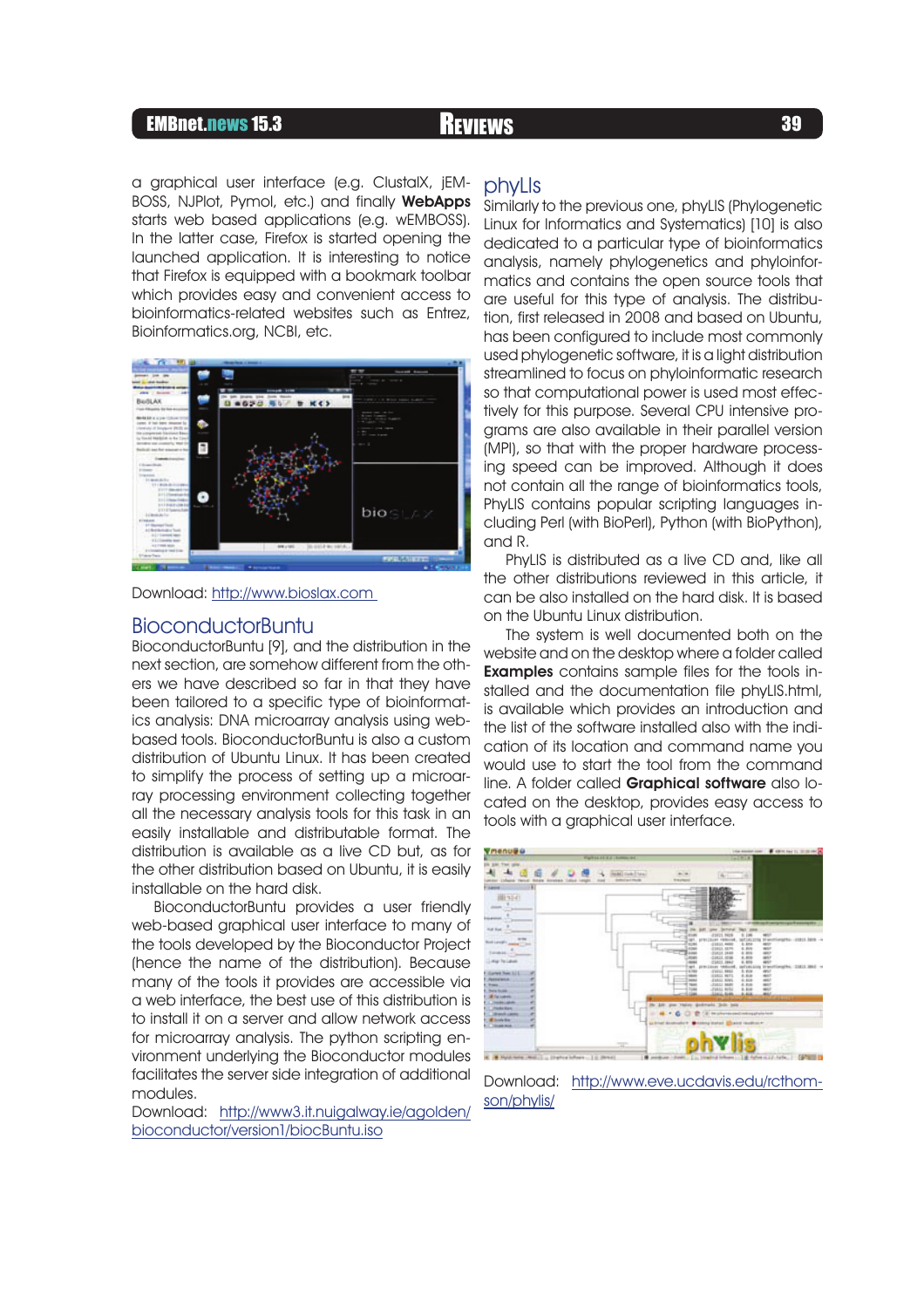a graphical user interface (e.g. ClustalX, jEMBOSS, NJPlot, Pymol, etc.) and finally **WebApps** starts web based applications (e.g. wEMBOSS). In the latter case, Firefox is started opening the launched application. It is interesting to notice that Firefox is equipped with a bookmark toolbar which provides easy and convenient access to bioinformatics-related websites such as Entrez, Bioinformatics.org, NCBI, etc.

Download: http://www.bioslax.com

## BioconductorBuntu

BioconductorBuntu [9], and the distribution in the next section, are somehow different from the others we have described so far in that they have been tailored to a specific type of bioinformatics analysis: DNA microarray analysis using web-based tools. BioconductorBuntu is also a custom distribution of Ubuntu Linux. It has been created to simplify the process of setting up a microarray processing environment collecting together all the necessary analysis tools for this task in an easily installable and distributable format. The distribution is available as a live CD but, as for the other distribution based on Ubuntu, it is easily installable on the hard disk.

BioconductorBuntu provides a user friendly web-based graphical user interface to many of the tools developed by the Bioconductor Project (hence the name of the distribution). Because many of the tools it provides are accessible via a web interface, the best use of this distribution is to install it on a server and allow network access for microarray analysis. The python scripting environment underlying the Bioconductor modules facilitates the server side integration of additional modules.

Download: http://www3.it.nuigalway.ie/agolden/bioconductor/version1/biocBuntu.iso

## phyLIs

Similarly to the previous one, phyLIS (Phylogenetic Linux for Informatics and Systematics) [10] is also dedicated to a particular type of bioinformatics analysis, namely phylogenetics and phyloinformatics and contains the open source tools that are useful for this type of analysis. The distribution, first released in 2008 and based on Ubuntu, has been configured to include most commonly used phylogenetic software, it is a light distribution streamlined to focus on phyloinformatic research so that computational power is used most effectively for this purpose. Several CPU intensive programs are also available in their parallel version (MPI), so that with the proper hardware processing speed can be improved. Although it does not contain all the range of bioinformatics tools, PhyLIS contains popular scripting languages including Perl (with BioPerl), Python (with BioPython), and R.

PhyLIS is distributed as a live CD and, like all the other distributions reviewed in this article, it can be also installed on the hard disk. It is based on the Ubuntu Linux distribution.

The system is well documented both on the website and on the desktop where a folder called **Examples** contains sample files for the tools installed and the documentation file phyLIS.html, is available which provides an introduction and the list of the software installed also with the indication of its location and command name you would use to start the tool from the command line. A folder called **Graphical software** also located on the desktop, provides easy access to tools with a graphical user interface.

Download: http://www.eve.ucdavis.edu/rcthomson/phylis/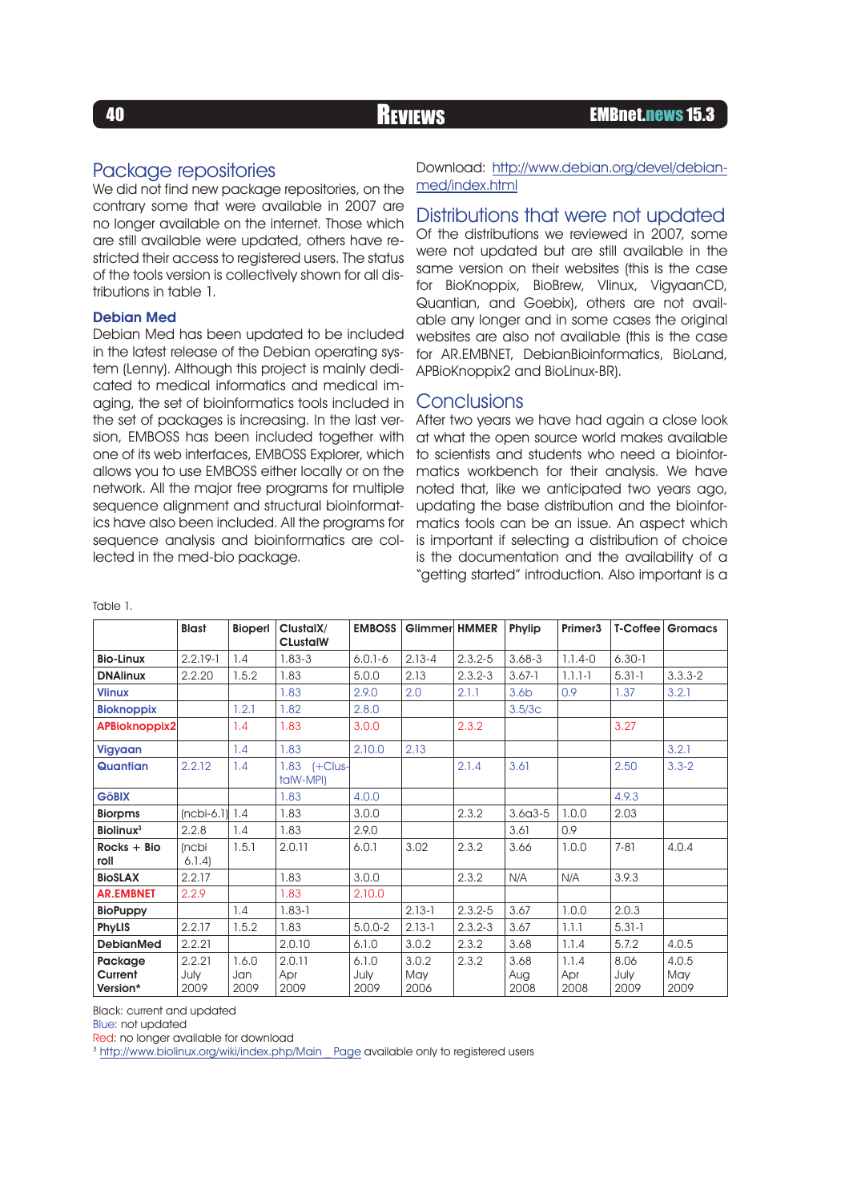## Package repositories

We did not find new package repositories, on the contrary some that were available in 2007 are no longer available on the internet. Those which are still available were updated, others have restricted their access to registered users. The status of the tools version is collectively shown for all distributions in table 1.

### Debian Med

Debian Med has been updated to be included in the latest release of the Debian operating system (Lenny). Although this project is mainly dedicated to medical informatics and medical imaging, the set of bioinformatics tools included in the set of packages is increasing. In the last version, EMBOSS has been included together with one of its web interfaces, EMBOSS Explorer, which allows you to use EMBOSS either locally or on the network. All the major free programs for multiple sequence alignment and structural bioinformatics have also been included. All the programs for sequence analysis and bioinformatics are collected in the med-bio package.

Download: http://www.debian.org/devel/debian-med/index.html

## Distributions that were not updated

Of the distributions we reviewed in 2007, some were not updated but are still available in the same version on their websites (this is the case for BioKnoppix, BioBrew, Vlinux, VigyaanCD, Quantian, and Goebix), others are not available any longer and in some cases the original websites are also not available (this is the case for AR.EMBNET, DebianBioinformatics, BioLand, APBioKnoppix2 and BioLinux-BR).

## Conclusions

After two years we have had again a close look at what the open source world makes available to scientists and students who need a bioinformatics workbench for their analysis. We have noted that, like we anticipated two years ago, updating the base distribution and the bioinformatics tools can be an issue. An aspect which is important if selecting a distribution of choice is the documentation and the availability of a "getting started" introduction. Also important is a

Table 1.

| | Blast | Bioperl | ClustalX/ ClustalW | EMBOSS | Glimmer | HMMER | Phylip | Primer3 | T-Coffee | Gromacs |
|---|---|---|---|---|---|---|---|---|---|---|
| **Bio-Linux** | 2.2.19-1 | 1.4 | 1.83-3 | 6.0.1-6 | 2.13-4 | 2.3.2-5 | 3.68-3 | 1.1.4-0 | 6.30-1 | |
| **DNAlinux** | 2.2.20 | 1.5.2 | 1.83 | 5.0.0 | 2.13 | 2.3.2-3 | 3.67-1 | 1.1.1-1 | 5.31-1 | 3.3.3-2 |
| **Vlinux** | | | 1.83 | 2.9.0 | 2.0 | 2.1.1 | 3.6b | 0.9 | 1.37 | 3.2.1 |
| **Bioknoppix** | | 1.2.1 | 1.82 | 2.8.0 | | | 3.5/3c | | | |
| **APBioknoppix2** | | 1.4 | 1.83 | 3.0.0 | | 2.3.2 | | | 3.27 | |
| **Vigyaan** | | 1.4 | 1.83 | 2.10.0 | 2.13 | | | | | 3.2.1 |
| **Quantian** | 2.2.12 | 1.4 | 1.83 (+ClustalW-MPI) | | | 2.1.4 | 3.61 | | 2.50 | 3.3-2 |
| **GöBIX** | | | 1.83 | 4.0.0 | | | | | 4.9.3 | |
| **Biorpms** | (ncbi-6.1) | 1.4 | 1.83 | 3.0.0 | | 2.3.2 | 3.6a3-5 | 1.0.0 | 2.03 | |
| **Biolinux[3]** | 2.2.8 | 1.4 | 1.83 | 2.9.0 | | | 3.61 | 0.9 | | |
| **Rocks + Bio roll** | (ncbi 6.1.4) | 1.5.1 | 2.0.11 | 6.0.1 | 3.02 | 2.3.2 | 3.66 | 1.0.0 | 7-81 | 4.0.4 |
| **BioSLAX** | 2.2.17 | | 1.83 | 3.0.0 | | 2.3.2 | N/A | N/A | 3.9.3 | |
| **AR.EMBNET** | 2.2.9 | | 1.83 | 2.10.0 | | | | | | |
| **BioPuppy** | | 1.4 | 1.83-1 | | 2.13-1 | 2.3.2-5 | 3.67 | 1.0.0 | 2.0.3 | |
| **PhyLIS** | 2.2.17 | 1.5.2 | 1.83 | 5.0.0-2 | 2.13-1 | 2.3.2-3 | 3.67 | 1.1.1 | 5.31-1 | |
| **DebianMed** | 2.2.21 | | 2.0.10 | 6.1.0 | 3.0.2 | 2.3.2 | 3.68 | 1.1.4 | 5.7.2 | 4.0.5 |
| **Package Current Version*** | 2.2.21 July 2009 | 1.6.0 Jan 2009 | 2.0.11 Apr 2009 | 6.1.0 July 2009 | 3.0.2 May 2006 | 2.3.2 | 3.68 Aug 2008 | 1.1.4 Apr 2008 | 8.06 July 2009 | 4.0.5 May 2009 |

Black: current and updated
Blue: not updated
Red: no longer available for download
[3] http://www.biolinux.org/wiki/index.php/Main_Page available only to registered users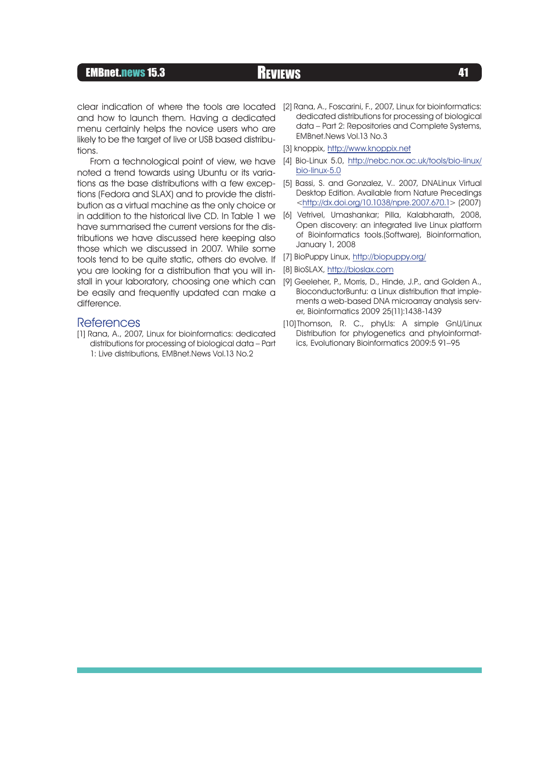clear indication of where the tools are located and how to launch them. Having a dedicated menu certainly helps the novice users who are likely to be the target of live or USB based distributions.

From a technological point of view, we have noted a trend towards using Ubuntu or its variations as the base distributions with a few exceptions (Fedora and SLAX) and to provide the distribution as a virtual machine as the only choice or in addition to the historical live CD. In Table 1 we have summarised the current versions for the distributions we have discussed here keeping also those which we discussed in 2007. While some tools tend to be quite static, others do evolve. If you are looking for a distribution that you will install in your laboratory, choosing one which can be easily and frequently updated can make a difference.

## References

[1] Rana, A., 2007, Linux for bioinformatics: dedicated distributions for processing of biological data – Part 1: Live distributions, EMBnet.News Vol.13 No.2

[2] Rana, A., Foscarini, F., 2007, Linux for bioinformatics: dedicated distributions for processing of biological data – Part 2: Repositories and Complete Systems, EMBnet.News Vol.13 No.3

[3] knoppix, http://www.knoppix.net

[4] Bio-Linux 5.0, http://nebc.nox.ac.uk/tools/bio-linux/bio-linux-5.0

[5] Bassi, S. and Gonzalez, V.. 2007, DNALinux Virtual Desktop Edition. Available from Nature Precedings <http://dx.doi.org/10.1038/npre.2007.670.1> (2007)

[6] Vetrivel, Umashankar; Pilla, Kalabharath, 2008, Open discovery: an integrated live Linux platform of Bioinformatics tools.(Software), Bioinformation, January 1, 2008

[7] BioPuppy Linux, http://biopuppy.org/

[8] BioSLAX, http://bioslax.com

[9] Geeleher, P., Morris, D., Hinde, J.P., and Golden A., BioconductorBuntu: a Linux distribution that implements a web-based DNA microarray analysis server, Bioinformatics 2009 25(11):1438-1439

[10] Thomson, R. C., phyLIs: A simple GnU/Linux Distribution for phylogenetics and phyloinformatics, Evolutionary Bioinformatics 2009:5 91–95